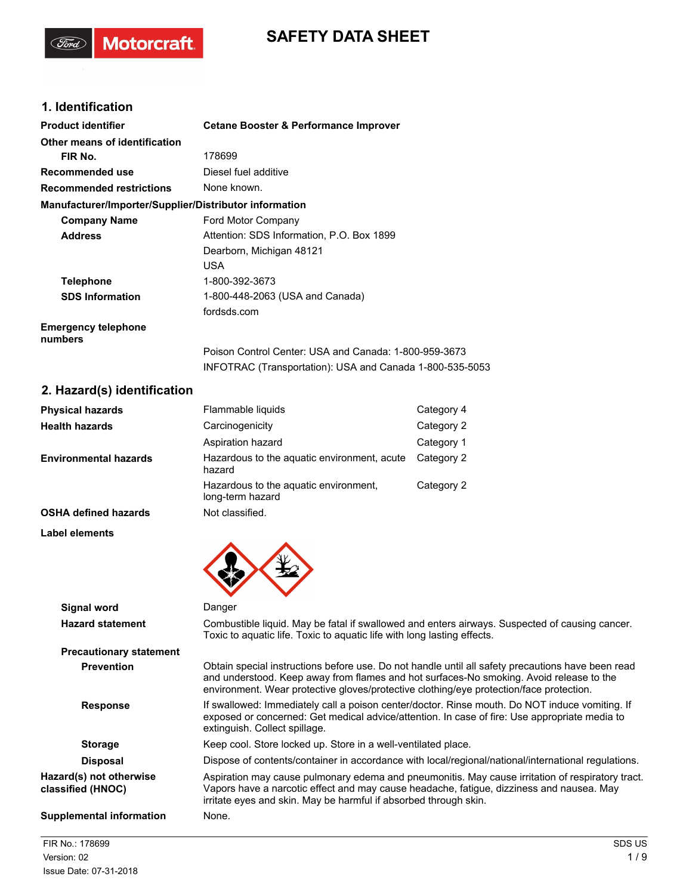# SAFETY DATA SHEET

## 1. Identification

| | |
|---|---|
| **Product identifier** | **Cetane Booster & Performance Improver** |
| **Other means of identification** | |
| **FIR No.** | 178699 |
| **Recommended use** | Diesel fuel additive |
| **Recommended restrictions** | None known. |

**Manufacturer/Importer/Supplier/Distributor information**

| | |
|---|---|
| **Company Name** | Ford Motor Company |
| **Address** | Attention: SDS Information, P.O. Box 1899<br>Dearborn, Michigan 48121<br>USA |
| **Telephone** | 1-800-392-3673 |
| **SDS Information** | 1-800-448-2063 (USA and Canada)<br>fordsds.com |
| **Emergency telephone numbers** | Poison Control Center: USA and Canada: 1-800-959-3673<br>INFOTRAC (Transportation): USA and Canada 1-800-535-5053 |

## 2. Hazard(s) identification

| | | |
|---|---|---|
| **Physical hazards** | Flammable liquids | Category 4 |
| **Health hazards** | Carcinogenicity | Category 2 |
| | Aspiration hazard | Category 1 |
| **Environmental hazards** | Hazardous to the aquatic environment, acute hazard | Category 2 |
| | Hazardous to the aquatic environment, long-term hazard | Category 2 |
| **OSHA defined hazards** | Not classified. | |

**Label elements**

| | |
|---|---|
| **Signal word** | Danger |
| **Hazard statement** | Combustible liquid. May be fatal if swallowed and enters airways. Suspected of causing cancer. Toxic to aquatic life. Toxic to aquatic life with long lasting effects. |

**Precautionary statement**

| | |
|---|---|
| **Prevention** | Obtain special instructions before use. Do not handle until all safety precautions have been read and understood. Keep away from flames and hot surfaces-No smoking. Avoid release to the environment. Wear protective gloves/protective clothing/eye protection/face protection. |
| **Response** | If swallowed: Immediately call a poison center/doctor. Rinse mouth. Do NOT induce vomiting. If exposed or concerned: Get medical advice/attention. In case of fire: Use appropriate media to extinguish. Collect spillage. |
| **Storage** | Keep cool. Store locked up. Store in a well-ventilated place. |
| **Disposal** | Dispose of contents/container in accordance with local/regional/national/international regulations. |
| **Hazard(s) not otherwise classified (HNOC)** | Aspiration may cause pulmonary edema and pneumonitis. May cause irritation of respiratory tract. Vapors have a narcotic effect and may cause headache, fatigue, dizziness and nausea. May irritate eyes and skin. May be harmful if absorbed through skin. |
| **Supplemental information** | None. |

FIR No.: 178699
Version: 02
Issue Date: 07-31-2018
SDS US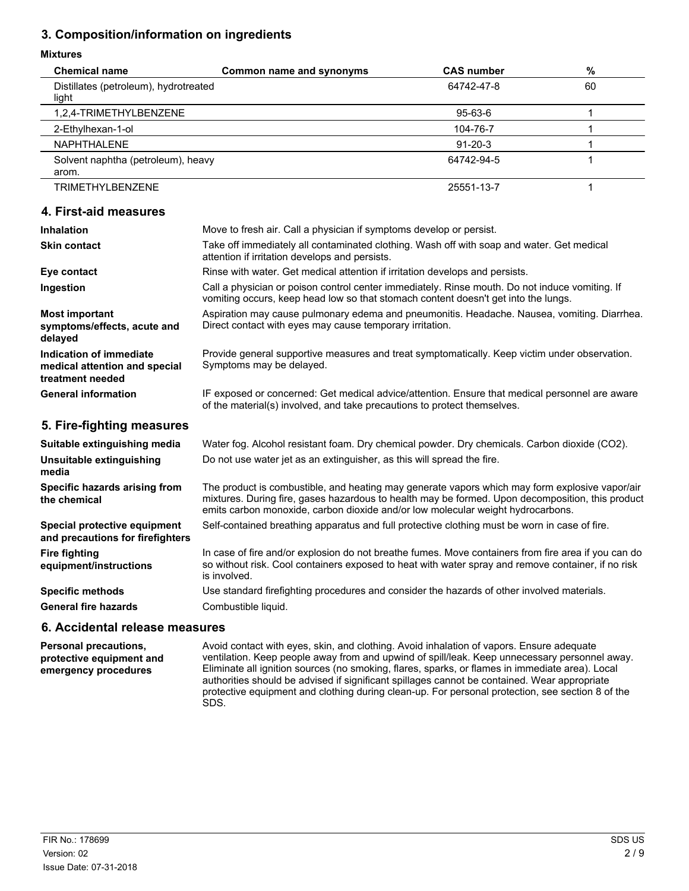## 3. Composition/information on ingredients

**Mixtures**

| Chemical name | Common name and synonyms | CAS number | % |
|---|---|---|---|
| Distillates (petroleum), hydrotreated light | | 64742-47-8 | 60 |
| 1,2,4-TRIMETHYLBENZENE | | 95-63-6 | 1 |
| 2-Ethylhexan-1-ol | | 104-76-7 | 1 |
| NAPHTHALENE | | 91-20-3 | 1 |
| Solvent naphtha (petroleum), heavy arom. | | 64742-94-5 | 1 |
| TRIMETHYLBENZENE | | 25551-13-7 | 1 |

## 4. First-aid measures

**Inhalation** Move to fresh air. Call a physician if symptoms develop or persist.

**Skin contact** Take off immediately all contaminated clothing. Wash off with soap and water. Get medical attention if irritation develops and persists.

**Eye contact** Rinse with water. Get medical attention if irritation develops and persists.

**Ingestion** Call a physician or poison control center immediately. Rinse mouth. Do not induce vomiting. If vomiting occurs, keep head low so that stomach content doesn't get into the lungs.

**Most important symptoms/effects, acute and delayed** Aspiration may cause pulmonary edema and pneumonitis. Headache. Nausea, vomiting. Diarrhea. Direct contact with eyes may cause temporary irritation.

**Indication of immediate medical attention and special treatment needed** Provide general supportive measures and treat symptomatically. Keep victim under observation. Symptoms may be delayed.

**General information** IF exposed or concerned: Get medical advice/attention. Ensure that medical personnel are aware of the material(s) involved, and take precautions to protect themselves.

## 5. Fire-fighting measures

**Suitable extinguishing media** Water fog. Alcohol resistant foam. Dry chemical powder. Dry chemicals. Carbon dioxide ($CO_2$).

**Unsuitable extinguishing media** Do not use water jet as an extinguisher, as this will spread the fire.

**Specific hazards arising from the chemical** The product is combustible, and heating may generate vapors which may form explosive vapor/air mixtures. During fire, gases hazardous to health may be formed. Upon decomposition, this product emits carbon monoxide, carbon dioxide and/or low molecular weight hydrocarbons.

**Special protective equipment and precautions for firefighters** Self-contained breathing apparatus and full protective clothing must be worn in case of fire.

**Fire fighting equipment/instructions** In case of fire and/or explosion do not breathe fumes. Move containers from fire area if you can do so without risk. Cool containers exposed to heat with water spray and remove container, if no risk is involved.

**Specific methods** Use standard firefighting procedures and consider the hazards of other involved materials.

**General fire hazards** Combustible liquid.

## 6. Accidental release measures

**Personal precautions, protective equipment and emergency procedures** Avoid contact with eyes, skin, and clothing. Avoid inhalation of vapors. Ensure adequate ventilation. Keep people away from and upwind of spill/leak. Keep unnecessary personnel away. Eliminate all ignition sources (no smoking, flares, sparks, or flames in immediate area). Local authorities should be advised if significant spillages cannot be contained. Wear appropriate protective equipment and clothing during clean-up. For personal protection, see section 8 of the SDS.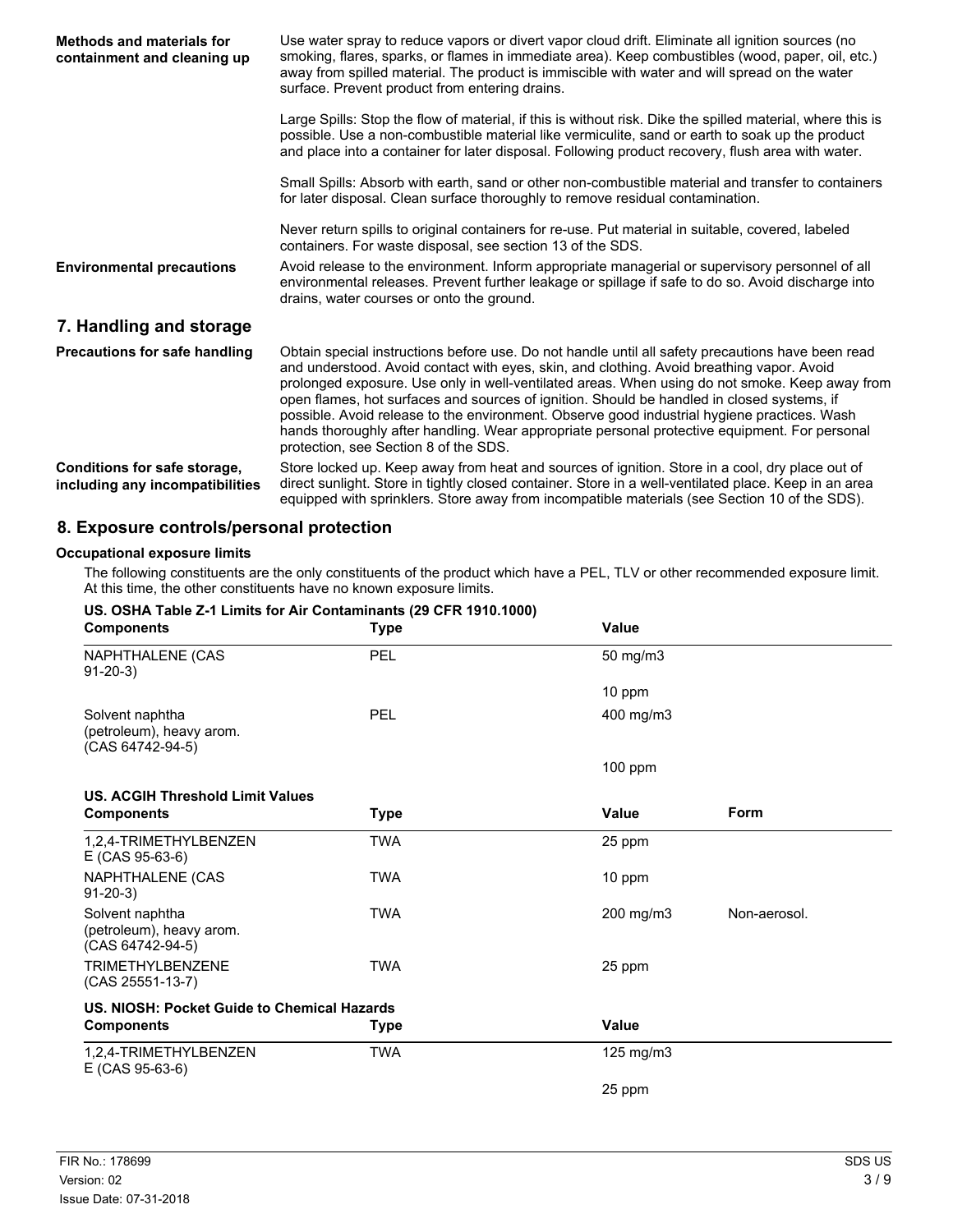**Methods and materials for containment and cleaning up**

Use water spray to reduce vapors or divert vapor cloud drift. Eliminate all ignition sources (no smoking, flares, sparks, or flames in immediate area). Keep combustibles (wood, paper, oil, etc.) away from spilled material. The product is immiscible with water and will spread on the water surface. Prevent product from entering drains.

Large Spills: Stop the flow of material, if this is without risk. Dike the spilled material, where this is possible. Use a non-combustible material like vermiculite, sand or earth to soak up the product and place into a container for later disposal. Following product recovery, flush area with water.

Small Spills: Absorb with earth, sand or other non-combustible material and transfer to containers for later disposal. Clean surface thoroughly to remove residual contamination.

Never return spills to original containers for re-use. Put material in suitable, covered, labeled containers. For waste disposal, see section 13 of the SDS.

**Environmental precautions**

Avoid release to the environment. Inform appropriate managerial or supervisory personnel of all environmental releases. Prevent further leakage or spillage if safe to do so. Avoid discharge into drains, water courses or onto the ground.

## 7. Handling and storage

**Precautions for safe handling**

Obtain special instructions before use. Do not handle until all safety precautions have been read and understood. Avoid contact with eyes, skin, and clothing. Avoid breathing vapor. Avoid prolonged exposure. Use only in well-ventilated areas. When using do not smoke. Keep away from open flames, hot surfaces and sources of ignition. Should be handled in closed systems, if possible. Avoid release to the environment. Observe good industrial hygiene practices. Wash hands thoroughly after handling. Wear appropriate personal protective equipment. For personal protection, see Section 8 of the SDS.

**Conditions for safe storage, including any incompatibilities**

Store locked up. Keep away from heat and sources of ignition. Store in a cool, dry place out of direct sunlight. Store in tightly closed container. Store in a well-ventilated place. Keep in an area equipped with sprinklers. Store away from incompatible materials (see Section 10 of the SDS).

## 8. Exposure controls/personal protection

**Occupational exposure limits**

The following constituents are the only constituents of the product which have a PEL, TLV or other recommended exposure limit. At this time, the other constituents have no known exposure limits.

**US. OSHA Table Z-1 Limits for Air Contaminants (29 CFR 1910.1000)**

| Components | Type | Value |
|---|---|---|
| NAPHTHALENE (CAS 91-20-3) | PEL | 50 mg/m3 |
| | | 10 ppm |
| Solvent naphtha (petroleum), heavy arom. (CAS 64742-94-5) | PEL | 400 mg/m3 |
| | | 100 ppm |

**US. ACGIH Threshold Limit Values**

| Components | Type | Value | Form |
|---|---|---|---|
| 1,2,4-TRIMETHYLBENZENE (CAS 95-63-6) | TWA | 25 ppm | |
| NAPHTHALENE (CAS 91-20-3) | TWA | 10 ppm | |
| Solvent naphtha (petroleum), heavy arom. (CAS 64742-94-5) | TWA | 200 mg/m3 | Non-aerosol. |
| TRIMETHYLBENZENE (CAS 25551-13-7) | TWA | 25 ppm | |

**US. NIOSH: Pocket Guide to Chemical Hazards**

| Components | Type | Value |
|---|---|---|
| 1,2,4-TRIMETHYLBENZENE (CAS 95-63-6) | TWA | 125 mg/m3 |
| | | 25 ppm |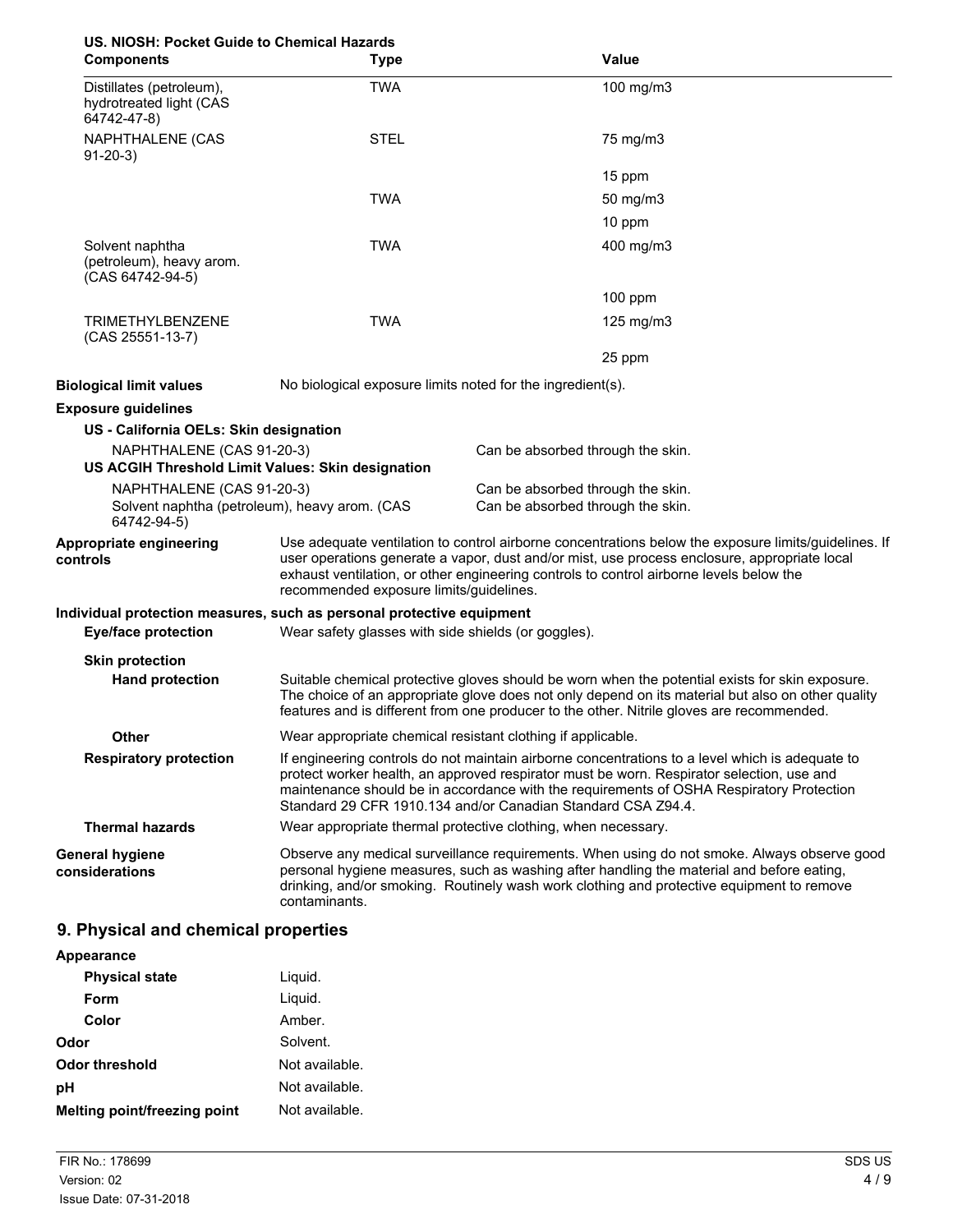**US. NIOSH: Pocket Guide to Chemical Hazards**

| Components | Type | Value |
|---|---|---|
| Distillates (petroleum), hydrotreated light (CAS 64742-47-8) | TWA | 100 mg/m3 |
| NAPHTHALENE (CAS 91-20-3) | STEL | 75 mg/m3 |
| | | 15 ppm |
| | TWA | 50 mg/m3 |
| | | 10 ppm |
| Solvent naphtha (petroleum), heavy arom. (CAS 64742-94-5) | TWA | 400 mg/m3 |
| | | 100 ppm |
| TRIMETHYLBENZENE (CAS 25551-13-7) | TWA | 125 mg/m3 |
| | | 25 ppm |

**Biological limit values** No biological exposure limits noted for the ingredient(s).

**Exposure guidelines**

**US - California OELs: Skin designation**

| | |
|---|---|
| NAPHTHALENE (CAS 91-20-3) | Can be absorbed through the skin. |

**US ACGIH Threshold Limit Values: Skin designation**

| | |
|---|---|
| NAPHTHALENE (CAS 91-20-3) | Can be absorbed through the skin. |
| Solvent naphtha (petroleum), heavy arom. (CAS 64742-94-5) | Can be absorbed through the skin. |

**Appropriate engineering controls** Use adequate ventilation to control airborne concentrations below the exposure limits/guidelines. If user operations generate a vapor, dust and/or mist, use process enclosure, appropriate local exhaust ventilation, or other engineering controls to control airborne levels below the recommended exposure limits/guidelines.

**Individual protection measures, such as personal protective equipment**

**Eye/face protection** Wear safety glasses with side shields (or goggles).

**Skin protection**

**Hand protection** Suitable chemical protective gloves should be worn when the potential exists for skin exposure. The choice of an appropriate glove does not only depend on its material but also on other quality features and is different from one producer to the other. Nitrile gloves are recommended.

**Other** Wear appropriate chemical resistant clothing if applicable.

**Respiratory protection** If engineering controls do not maintain airborne concentrations to a level which is adequate to protect worker health, an approved respirator must be worn. Respirator selection, use and maintenance should be in accordance with the requirements of OSHA Respiratory Protection Standard 29 CFR 1910.134 and/or Canadian Standard CSA Z94.4.

**Thermal hazards** Wear appropriate thermal protective clothing, when necessary.

**General hygiene considerations** Observe any medical surveillance requirements. When using do not smoke. Always observe good personal hygiene measures, such as washing after handling the material and before eating, drinking, and/or smoking. Routinely wash work clothing and protective equipment to remove contaminants.

## 9. Physical and chemical properties

**Appearance**

| | |
|---|---|
| **Physical state** | Liquid. |
| **Form** | Liquid. |
| **Color** | Amber. |
| **Odor** | Solvent. |
| **Odor threshold** | Not available. |
| **pH** | Not available. |
| **Melting point/freezing point** | Not available. |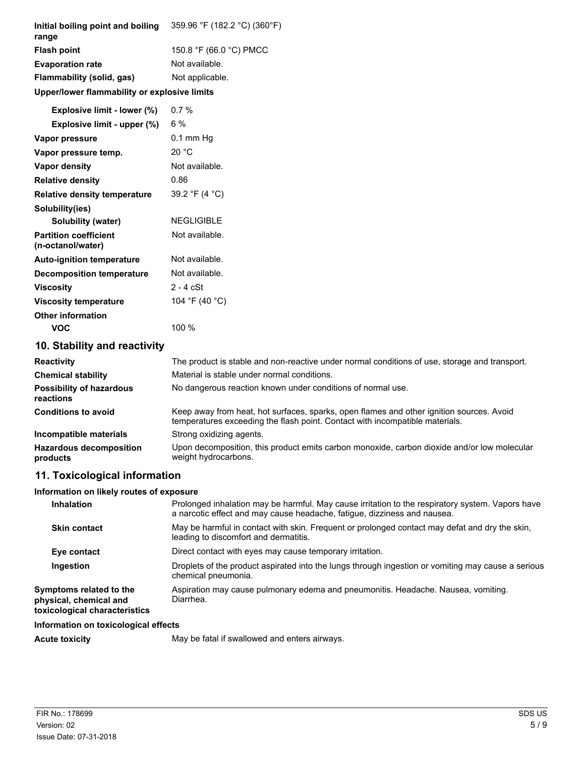| | |
|---|---|
| **Initial boiling point and boiling range** | 359.96 °F (182.2 °C) (360°F) |
| **Flash point** | 150.8 °F (66.0 °C) PMCC |
| **Evaporation rate** | Not available. |
| **Flammability (solid, gas)** | Not applicable. |
| **Upper/lower flammability or explosive limits** | |
| **Explosive limit - lower (%)** | 0.7 % |
| **Explosive limit - upper (%)** | 6 % |
| **Vapor pressure** | 0.1 mm Hg |
| **Vapor pressure temp.** | 20 °C |
| **Vapor density** | Not available. |
| **Relative density** | 0.86 |
| **Relative density temperature** | 39.2 °F (4 °C) |
| **Solubility(ies)** | |
| **Solubility (water)** | NEGLIGIBLE |
| **Partition coefficient (n-octanol/water)** | Not available. |
| **Auto-ignition temperature** | Not available. |
| **Decomposition temperature** | Not available. |
| **Viscosity** | 2 - 4 cSt |
| **Viscosity temperature** | 104 °F (40 °C) |
| **Other information** | |
| **VOC** | 100 % |

## 10. Stability and reactivity

| | |
|---|---|
| **Reactivity** | The product is stable and non-reactive under normal conditions of use, storage and transport. |
| **Chemical stability** | Material is stable under normal conditions. |
| **Possibility of hazardous reactions** | No dangerous reaction known under conditions of normal use. |
| **Conditions to avoid** | Keep away from heat, hot surfaces, sparks, open flames and other ignition sources. Avoid temperatures exceeding the flash point. Contact with incompatible materials. |
| **Incompatible materials** | Strong oxidizing agents. |
| **Hazardous decomposition products** | Upon decomposition, this product emits carbon monoxide, carbon dioxide and/or low molecular weight hydrocarbons. |

## 11. Toxicological information

**Information on likely routes of exposure**

| | |
|---|---|
| **Inhalation** | Prolonged inhalation may be harmful. May cause irritation to the respiratory system. Vapors have a narcotic effect and may cause headache, fatigue, dizziness and nausea. |
| **Skin contact** | May be harmful in contact with skin. Frequent or prolonged contact may defat and dry the skin, leading to discomfort and dermatitis. |
| **Eye contact** | Direct contact with eyes may cause temporary irritation. |
| **Ingestion** | Droplets of the product aspirated into the lungs through ingestion or vomiting may cause a serious chemical pneumonia. |
| **Symptoms related to the physical, chemical and toxicological characteristics** | Aspiration may cause pulmonary edema and pneumonitis. Headache. Nausea, vomiting. Diarrhea. |

**Information on toxicological effects**

| | |
|---|---|
| **Acute toxicity** | May be fatal if swallowed and enters airways. |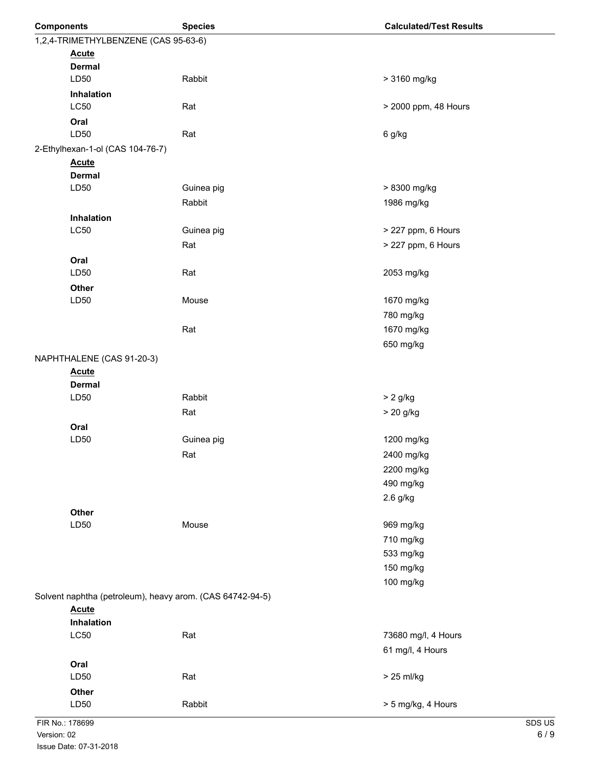| Components | Species | Calculated/Test Results |
| --- | --- | --- |
| 1,2,4-TRIMETHYLBENZENE (CAS 95-63-6) | | |
| **Acute** | | |
| **Dermal** | | |
| LD50 | Rabbit | > 3160 mg/kg |
| **Inhalation** | | |
| LC50 | Rat | > 2000 ppm, 48 Hours |
| **Oral** | | |
| LD50 | Rat | 6 g/kg |
| 2-Ethylhexan-1-ol (CAS 104-76-7) | | |
| **Acute** | | |
| **Dermal** | | |
| LD50 | Guinea pig | > 8300 mg/kg |
| | Rabbit | 1986 mg/kg |
| **Inhalation** | | |
| LC50 | Guinea pig | > 227 ppm, 6 Hours |
| | Rat | > 227 ppm, 6 Hours |
| **Oral** | | |
| LD50 | Rat | 2053 mg/kg |
| **Other** | | |
| LD50 | Mouse | 1670 mg/kg |
| | | 780 mg/kg |
| | Rat | 1670 mg/kg |
| | | 650 mg/kg |
| NAPHTHALENE (CAS 91-20-3) | | |
| **Acute** | | |
| **Dermal** | | |
| LD50 | Rabbit | > 2 g/kg |
| | Rat | > 20 g/kg |
| **Oral** | | |
| LD50 | Guinea pig | 1200 mg/kg |
| | Rat | 2400 mg/kg |
| | | 2200 mg/kg |
| | | 490 mg/kg |
| | | 2.6 g/kg |
| **Other** | | |
| LD50 | Mouse | 969 mg/kg |
| | | 710 mg/kg |
| | | 533 mg/kg |
| | | 150 mg/kg |
| | | 100 mg/kg |
| Solvent naphtha (petroleum), heavy arom. (CAS 64742-94-5) | | |
| **Acute** | | |
| **Inhalation** | | |
| LC50 | Rat | 73680 mg/l, 4 Hours |
| | | 61 mg/l, 4 Hours |
| **Oral** | | |
| LD50 | Rat | > 25 ml/kg |
| **Other** | | |
| LD50 | Rabbit | > 5 mg/kg, 4 Hours |

FIR No.: 178699
Version: 02
Issue Date: 07-31-2018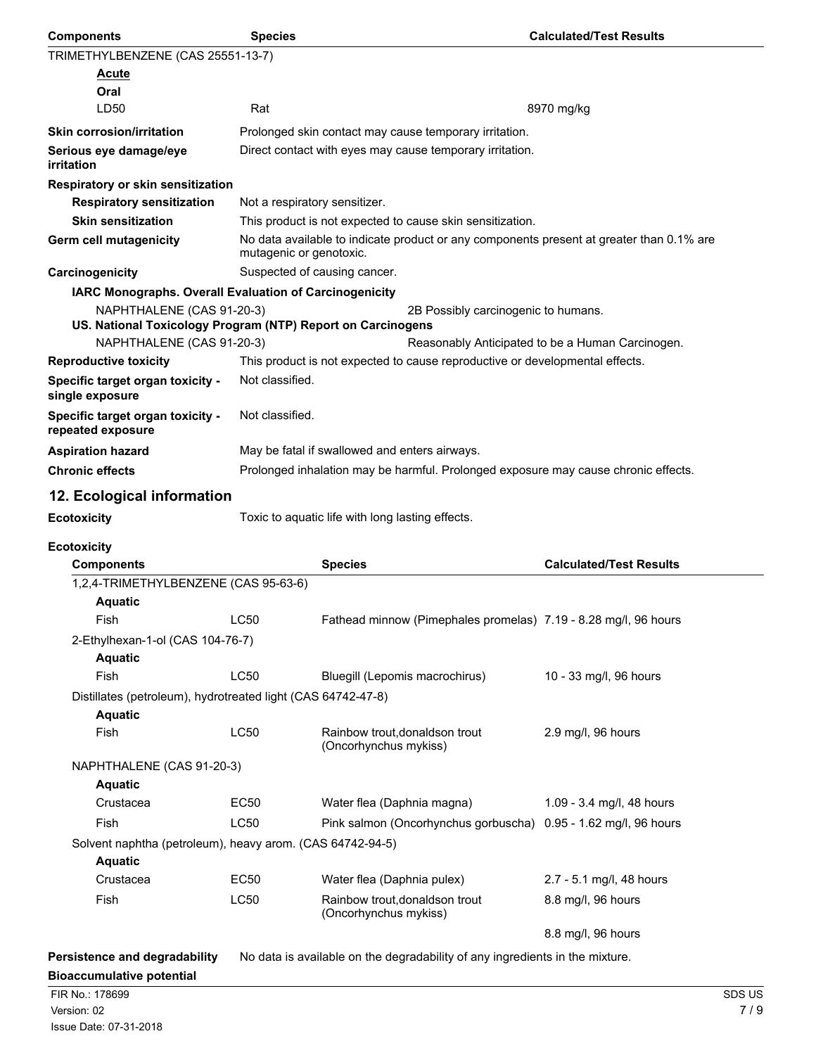| Components | Species | Calculated/Test Results |
|---|---|---|
| TRIMETHYLBENZENE (CAS 25551-13-7) | | |
| **Acute** | | |
| **Oral** | | |
| LD50 | Rat | 8970 mg/kg |

**Skin corrosion/irritation** Prolonged skin contact may cause temporary irritation.

**Serious eye damage/eye irritation** Direct contact with eyes may cause temporary irritation.

**Respiratory or skin sensitization**

**Respiratory sensitization** Not a respiratory sensitizer.

**Skin sensitization** This product is not expected to cause skin sensitization.

**Germ cell mutagenicity** No data available to indicate product or any components present at greater than 0.1% are mutagenic or genotoxic.

**Carcinogenicity** Suspected of causing cancer.

**IARC Monographs. Overall Evaluation of Carcinogenicity**

NAPHTHALENE (CAS 91-20-3) 2B Possibly carcinogenic to humans.

**US. National Toxicology Program (NTP) Report on Carcinogens**

NAPHTHALENE (CAS 91-20-3) Reasonably Anticipated to be a Human Carcinogen.

**Reproductive toxicity** This product is not expected to cause reproductive or developmental effects.

**Specific target organ toxicity - single exposure** Not classified.

**Specific target organ toxicity - repeated exposure** Not classified.

**Aspiration hazard** May be fatal if swallowed and enters airways.

**Chronic effects** Prolonged inhalation may be harmful. Prolonged exposure may cause chronic effects.

## 12. Ecological information

**Ecotoxicity** Toxic to aquatic life with long lasting effects.

**Ecotoxicity**

| Components | | Species | Calculated/Test Results |
|---|---|---|---|
| 1,2,4-TRIMETHYLBENZENE (CAS 95-63-6) | | | |
| **Aquatic** | | | |
| Fish | LC50 | Fathead minnow (Pimephales promelas) | 7.19 - 8.28 mg/l, 96 hours |
| 2-Ethylhexan-1-ol (CAS 104-76-7) | | | |
| **Aquatic** | | | |
| Fish | LC50 | Bluegill (Lepomis macrochirus) | 10 - 33 mg/l, 96 hours |
| Distillates (petroleum), hydrotreated light (CAS 64742-47-8) | | | |
| **Aquatic** | | | |
| Fish | LC50 | Rainbow trout,donaldson trout (Oncorhynchus mykiss) | 2.9 mg/l, 96 hours |
| NAPHTHALENE (CAS 91-20-3) | | | |
| **Aquatic** | | | |
| Crustacea | EC50 | Water flea (Daphnia magna) | 1.09 - 3.4 mg/l, 48 hours |
| Fish | LC50 | Pink salmon (Oncorhynchus gorbuscha) | 0.95 - 1.62 mg/l, 96 hours |
| Solvent naphtha (petroleum), heavy arom. (CAS 64742-94-5) | | | |
| **Aquatic** | | | |
| Crustacea | EC50 | Water flea (Daphnia pulex) | 2.7 - 5.1 mg/l, 48 hours |
| Fish | LC50 | Rainbow trout,donaldson trout (Oncorhynchus mykiss) | 8.8 mg/l, 96 hours |
| | | | 8.8 mg/l, 96 hours |

**Persistence and degradability** No data is available on the degradability of any ingredients in the mixture.

**Bioaccumulative potential**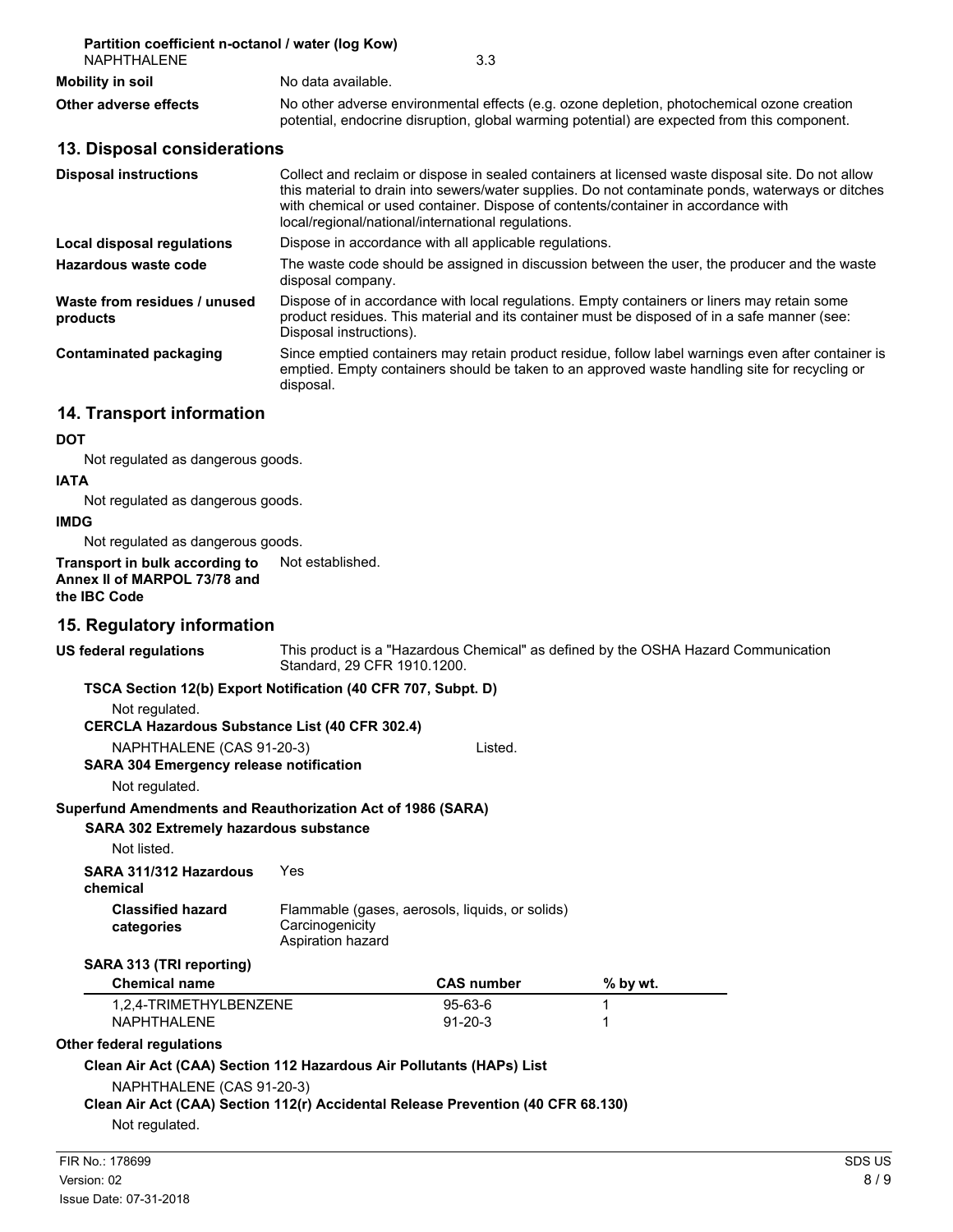**Partition coefficient n-octanol / water (log Kow)**

| | |
|---|---|
| NAPHTHALENE | 3.3 |

| | |
|---|---|
| **Mobility in soil** | No data available. |
| **Other adverse effects** | No other adverse environmental effects (e.g. ozone depletion, photochemical ozone creation potential, endocrine disruption, global warming potential) are expected from this component. |

## 13. Disposal considerations

| | |
|---|---|
| **Disposal instructions** | Collect and reclaim or dispose in sealed containers at licensed waste disposal site. Do not allow this material to drain into sewers/water supplies. Do not contaminate ponds, waterways or ditches with chemical or used container. Dispose of contents/container in accordance with local/regional/national/international regulations. |
| **Local disposal regulations** | Dispose in accordance with all applicable regulations. |
| **Hazardous waste code** | The waste code should be assigned in discussion between the user, the producer and the waste disposal company. |
| **Waste from residues / unused products** | Dispose of in accordance with local regulations. Empty containers or liners may retain some product residues. This material and its container must be disposed of in a safe manner (see: Disposal instructions). |
| **Contaminated packaging** | Since emptied containers may retain product residue, follow label warnings even after container is emptied. Empty containers should be taken to an approved waste handling site for recycling or disposal. |

## 14. Transport information

**DOT**

Not regulated as dangerous goods.

**IATA**

Not regulated as dangerous goods.

**IMDG**

Not regulated as dangerous goods.

| | |
|---|---|
| **Transport in bulk according to Annex II of MARPOL 73/78 and the IBC Code** | Not established. |

## 15. Regulatory information

| | |
|---|---|
| **US federal regulations** | This product is a "Hazardous Chemical" as defined by the OSHA Hazard Communication Standard, 29 CFR 1910.1200. |

**TSCA Section 12(b) Export Notification (40 CFR 707, Subpt. D)**

Not regulated.

**CERCLA Hazardous Substance List (40 CFR 302.4)**

| | |
|---|---|
| NAPHTHALENE (CAS 91-20-3) | Listed. |

**SARA 304 Emergency release notification**

Not regulated.

**Superfund Amendments and Reauthorization Act of 1986 (SARA)**

**SARA 302 Extremely hazardous substance**

Not listed.

| | |
|---|---|
| **SARA 311/312 Hazardous chemical** | Yes |
| **Classified hazard categories** | Flammable (gases, aerosols, liquids, or solids)<br>Carcinogenicity<br>Aspiration hazard |

**SARA 313 (TRI reporting)**

| Chemical name | CAS number | % by wt. |
|---|---|---|
| 1,2,4-TRIMETHYLBENZENE | 95-63-6 | 1 |
| NAPHTHALENE | 91-20-3 | 1 |

**Other federal regulations**

**Clean Air Act (CAA) Section 112 Hazardous Air Pollutants (HAPs) List**

NAPHTHALENE (CAS 91-20-3)

**Clean Air Act (CAA) Section 112(r) Accidental Release Prevention (40 CFR 68.130)**

Not regulated.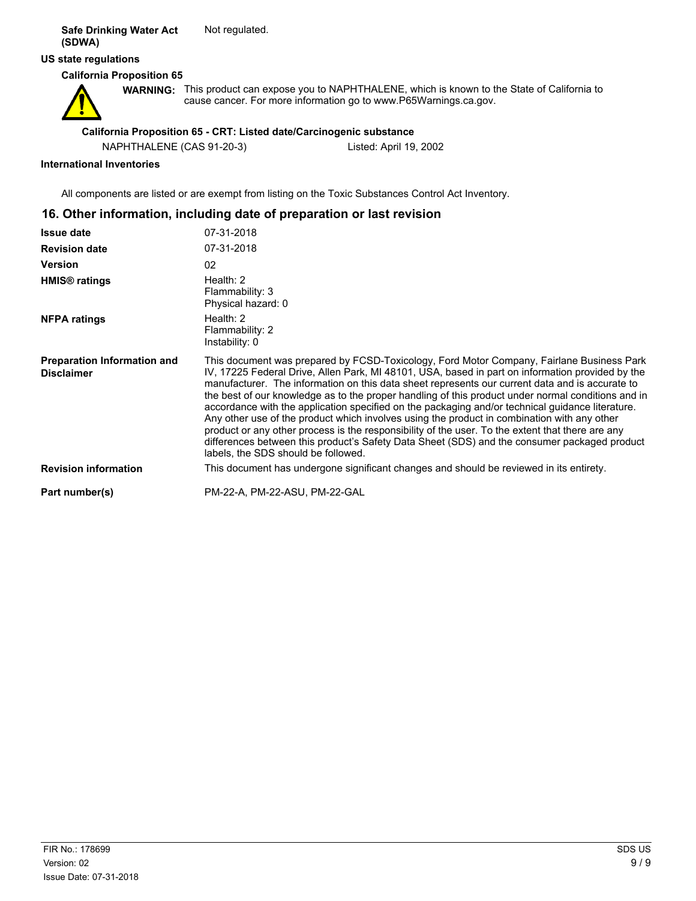**Safe Drinking Water Act (SDWA)** Not regulated.

**US state regulations**

**California Proposition 65**

**WARNING:** This product can expose you to NAPHTHALENE, which is known to the State of California to cause cancer. For more information go to www.P65Warnings.ca.gov.

**California Proposition 65 - CRT: Listed date/Carcinogenic substance**

| | |
|---|---|
| NAPHTHALENE (CAS 91-20-3) | Listed: April 19, 2002 |

**International Inventories**

All components are listed or are exempt from listing on the Toxic Substances Control Act Inventory.

## 16. Other information, including date of preparation or last revision

| | |
|---|---|
| **Issue date** | 07-31-2018 |
| **Revision date** | 07-31-2018 |
| **Version** | 02 |
| **HMIS® ratings** | Health: 2<br>Flammability: 3<br>Physical hazard: 0 |
| **NFPA ratings** | Health: 2<br>Flammability: 2<br>Instability: 0 |
| **Preparation Information and Disclaimer** | This document was prepared by FCSD-Toxicology, Ford Motor Company, Fairlane Business Park IV, 17225 Federal Drive, Allen Park, MI 48101, USA, based in part on information provided by the manufacturer. The information on this data sheet represents our current data and is accurate to the best of our knowledge as to the proper handling of this product under normal conditions and in accordance with the application specified on the packaging and/or technical guidance literature. Any other use of the product which involves using the product in combination with any other product or any other process is the responsibility of the user. To the extent that there are any differences between this product's Safety Data Sheet (SDS) and the consumer packaged product labels, the SDS should be followed. |
| **Revision information** | This document has undergone significant changes and should be reviewed in its entirety. |
| **Part number(s)** | PM-22-A, PM-22-ASU, PM-22-GAL |